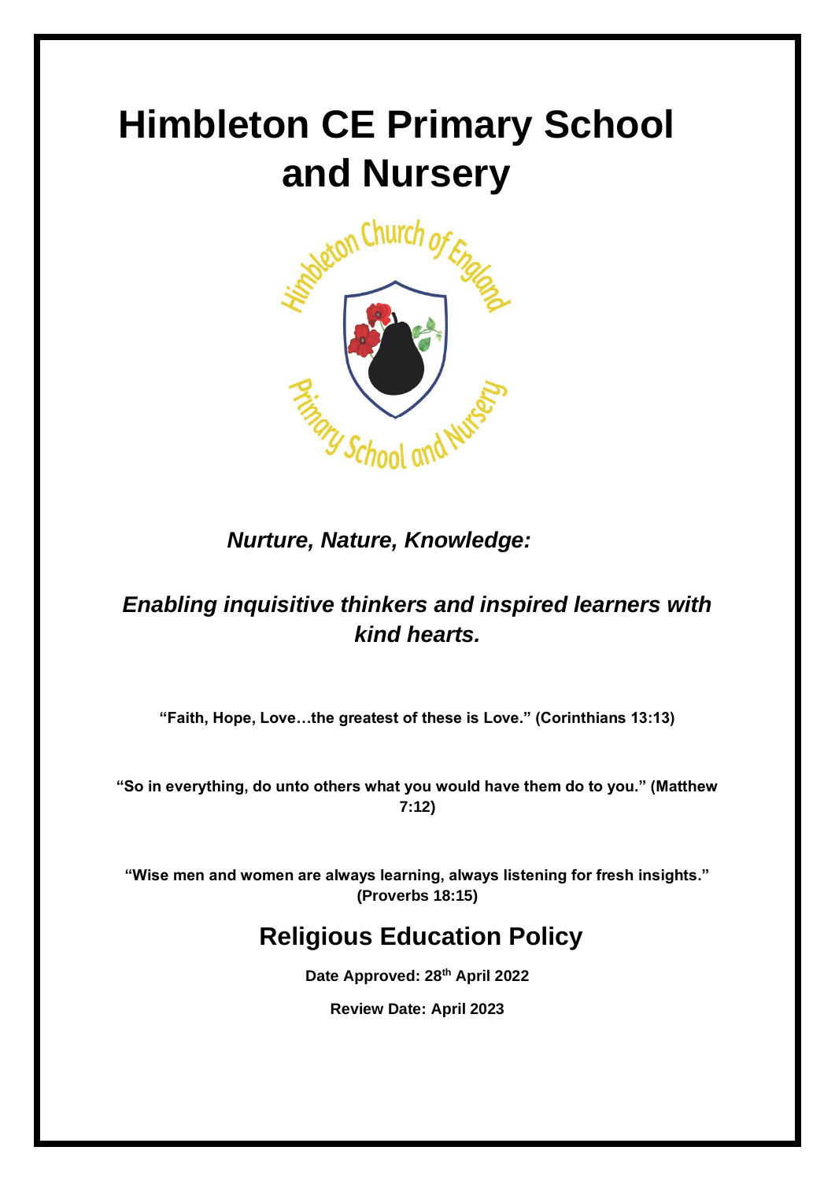# Himbleton CE Primary School and Nursery

*Nurture, Nature, Knowledge:*

*Enabling inquisitive thinkers and inspired learners with kind hearts.*

**"Faith, Hope, Love…the greatest of these is Love." (Corinthians 13:13)**

**"So in everything, do unto others what you would have them do to you." (Matthew 7:12)**

**"Wise men and women are always learning, always listening for fresh insights." (Proverbs 18:15)**

## Religious Education Policy

**Date Approved: 28th April 2022**

**Review Date: April 2023**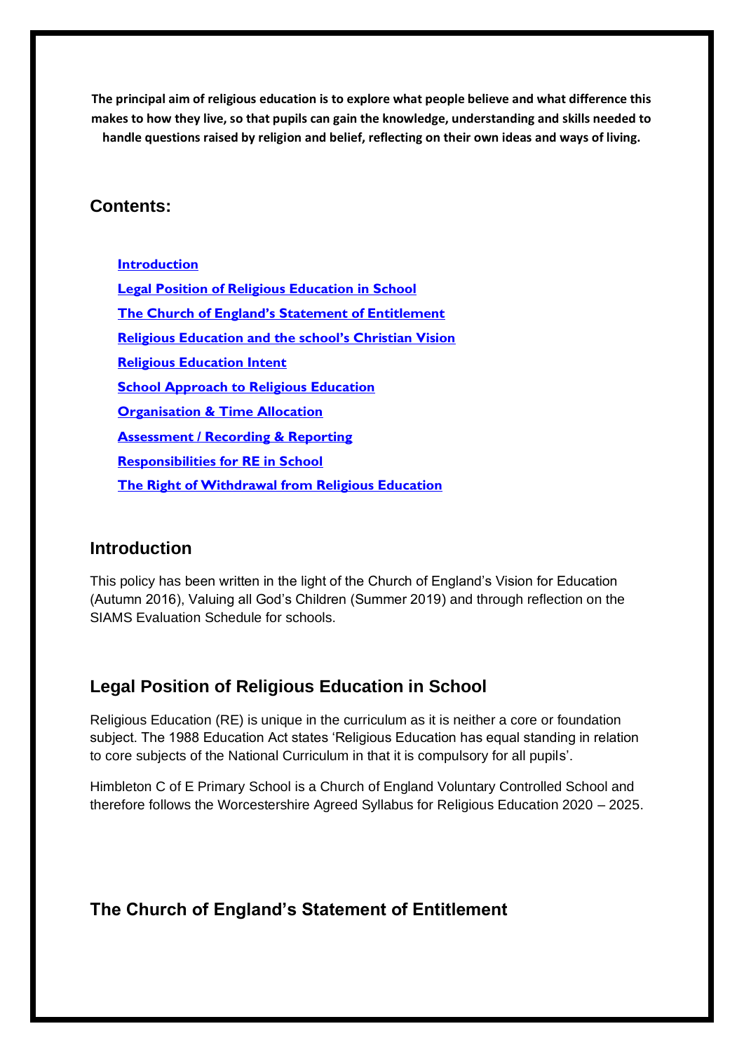**The principal aim of religious education is to explore what people believe and what difference this makes to how they live, so that pupils can gain the knowledge, understanding and skills needed to handle questions raised by religion and belief, reflecting on their own ideas and ways of living.**

## Contents:

- Introduction
- Legal Position of Religious Education in School
- The Church of England's Statement of Entitlement
- Religious Education and the school's Christian Vision
- Religious Education Intent
- School Approach to Religious Education
- Organisation & Time Allocation
- Assessment / Recording & Reporting
- Responsibilities for RE in School
- The Right of Withdrawal from Religious Education

## Introduction

This policy has been written in the light of the Church of England's Vision for Education (Autumn 2016), Valuing all God's Children (Summer 2019) and through reflection on the SIAMS Evaluation Schedule for schools.

## Legal Position of Religious Education in School

Religious Education (RE) is unique in the curriculum as it is neither a core or foundation subject. The 1988 Education Act states 'Religious Education has equal standing in relation to core subjects of the National Curriculum in that it is compulsory for all pupils'.

Himbleton C of E Primary School is a Church of England Voluntary Controlled School and therefore follows the Worcestershire Agreed Syllabus for Religious Education 2020 – 2025.

## The Church of England's Statement of Entitlement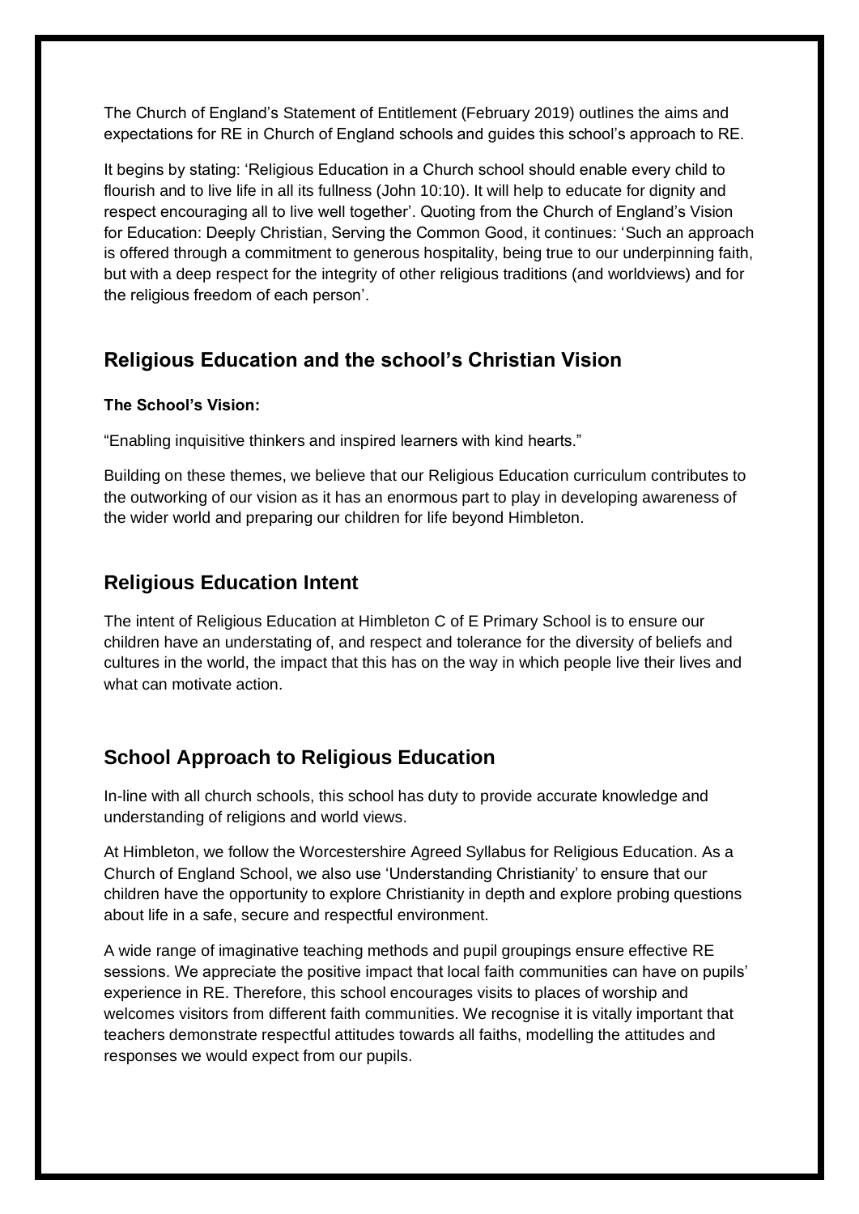The Church of England's Statement of Entitlement (February 2019) outlines the aims and expectations for RE in Church of England schools and guides this school's approach to RE.

It begins by stating: 'Religious Education in a Church school should enable every child to flourish and to live life in all its fullness (John 10:10). It will help to educate for dignity and respect encouraging all to live well together'. Quoting from the Church of England's Vision for Education: Deeply Christian, Serving the Common Good, it continues: 'Such an approach is offered through a commitment to generous hospitality, being true to our underpinning faith, but with a deep respect for the integrity of other religious traditions (and worldviews) and for the religious freedom of each person'.

## Religious Education and the school's Christian Vision

**The School's Vision:**

"Enabling inquisitive thinkers and inspired learners with kind hearts."

Building on these themes, we believe that our Religious Education curriculum contributes to the outworking of our vision as it has an enormous part to play in developing awareness of the wider world and preparing our children for life beyond Himbleton.

## Religious Education Intent

The intent of Religious Education at Himbleton C of E Primary School is to ensure our children have an understating of, and respect and tolerance for the diversity of beliefs and cultures in the world, the impact that this has on the way in which people live their lives and what can motivate action.

## School Approach to Religious Education

In-line with all church schools, this school has duty to provide accurate knowledge and understanding of religions and world views.

At Himbleton, we follow the Worcestershire Agreed Syllabus for Religious Education. As a Church of England School, we also use 'Understanding Christianity' to ensure that our children have the opportunity to explore Christianity in depth and explore probing questions about life in a safe, secure and respectful environment.

A wide range of imaginative teaching methods and pupil groupings ensure effective RE sessions. We appreciate the positive impact that local faith communities can have on pupils' experience in RE. Therefore, this school encourages visits to places of worship and welcomes visitors from different faith communities. We recognise it is vitally important that teachers demonstrate respectful attitudes towards all faiths, modelling the attitudes and responses we would expect from our pupils.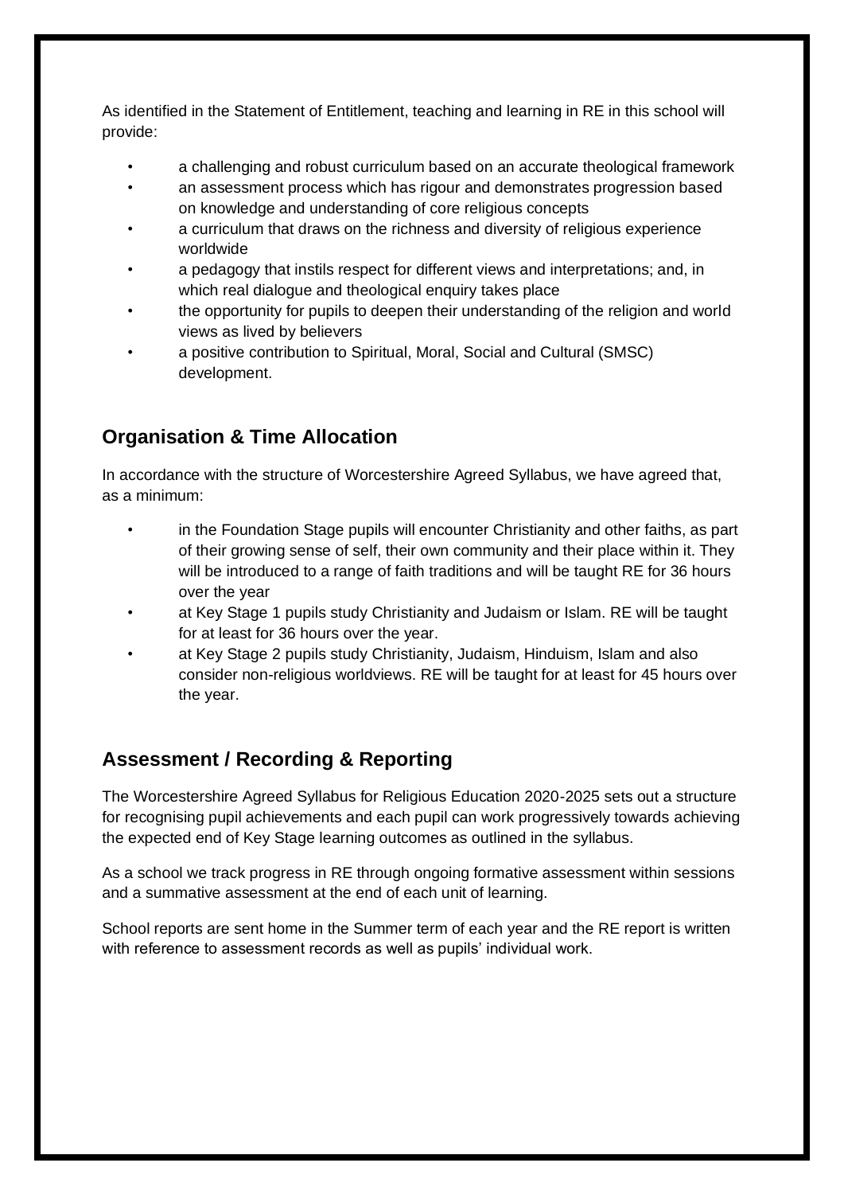As identified in the Statement of Entitlement, teaching and learning in RE in this school will provide:

- a challenging and robust curriculum based on an accurate theological framework
- an assessment process which has rigour and demonstrates progression based on knowledge and understanding of core religious concepts
- a curriculum that draws on the richness and diversity of religious experience worldwide
- a pedagogy that instils respect for different views and interpretations; and, in which real dialogue and theological enquiry takes place
- the opportunity for pupils to deepen their understanding of the religion and world views as lived by believers
- a positive contribution to Spiritual, Moral, Social and Cultural (SMSC) development.

## Organisation & Time Allocation

In accordance with the structure of Worcestershire Agreed Syllabus, we have agreed that, as a minimum:

- in the Foundation Stage pupils will encounter Christianity and other faiths, as part of their growing sense of self, their own community and their place within it. They will be introduced to a range of faith traditions and will be taught RE for 36 hours over the year
- at Key Stage 1 pupils study Christianity and Judaism or Islam. RE will be taught for at least for 36 hours over the year.
- at Key Stage 2 pupils study Christianity, Judaism, Hinduism, Islam and also consider non-religious worldviews. RE will be taught for at least for 45 hours over the year.

## Assessment / Recording & Reporting

The Worcestershire Agreed Syllabus for Religious Education 2020-2025 sets out a structure for recognising pupil achievements and each pupil can work progressively towards achieving the expected end of Key Stage learning outcomes as outlined in the syllabus.

As a school we track progress in RE through ongoing formative assessment within sessions and a summative assessment at the end of each unit of learning.

School reports are sent home in the Summer term of each year and the RE report is written with reference to assessment records as well as pupils' individual work.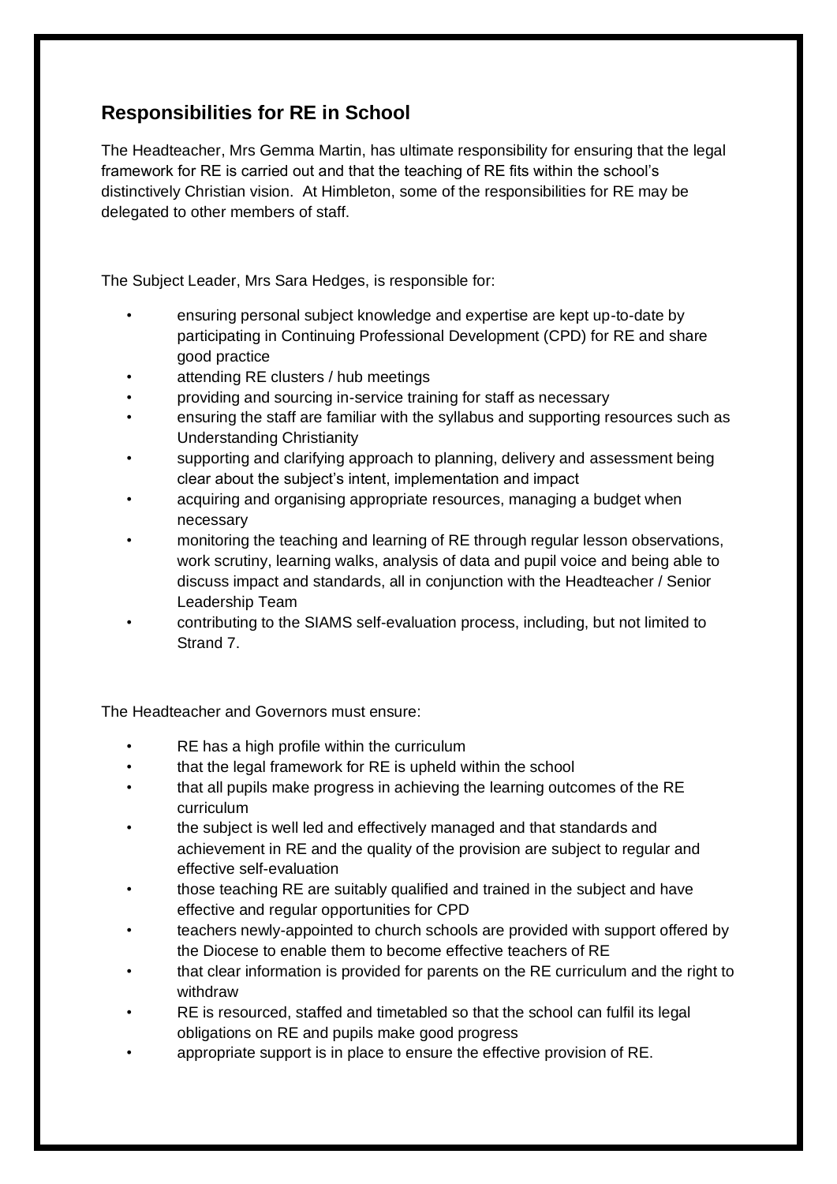## Responsibilities for RE in School

The Headteacher, Mrs Gemma Martin, has ultimate responsibility for ensuring that the legal framework for RE is carried out and that the teaching of RE fits within the school's distinctively Christian vision. At Himbleton, some of the responsibilities for RE may be delegated to other members of staff.

The Subject Leader, Mrs Sara Hedges, is responsible for:

- ensuring personal subject knowledge and expertise are kept up-to-date by participating in Continuing Professional Development (CPD) for RE and share good practice
- attending RE clusters / hub meetings
- providing and sourcing in-service training for staff as necessary
- ensuring the staff are familiar with the syllabus and supporting resources such as Understanding Christianity
- supporting and clarifying approach to planning, delivery and assessment being clear about the subject's intent, implementation and impact
- acquiring and organising appropriate resources, managing a budget when necessary
- monitoring the teaching and learning of RE through regular lesson observations, work scrutiny, learning walks, analysis of data and pupil voice and being able to discuss impact and standards, all in conjunction with the Headteacher / Senior Leadership Team
- contributing to the SIAMS self-evaluation process, including, but not limited to Strand 7.

The Headteacher and Governors must ensure:

- RE has a high profile within the curriculum
- that the legal framework for RE is upheld within the school
- that all pupils make progress in achieving the learning outcomes of the RE curriculum
- the subject is well led and effectively managed and that standards and achievement in RE and the quality of the provision are subject to regular and effective self-evaluation
- those teaching RE are suitably qualified and trained in the subject and have effective and regular opportunities for CPD
- teachers newly-appointed to church schools are provided with support offered by the Diocese to enable them to become effective teachers of RE
- that clear information is provided for parents on the RE curriculum and the right to withdraw
- RE is resourced, staffed and timetabled so that the school can fulfil its legal obligations on RE and pupils make good progress
- appropriate support is in place to ensure the effective provision of RE.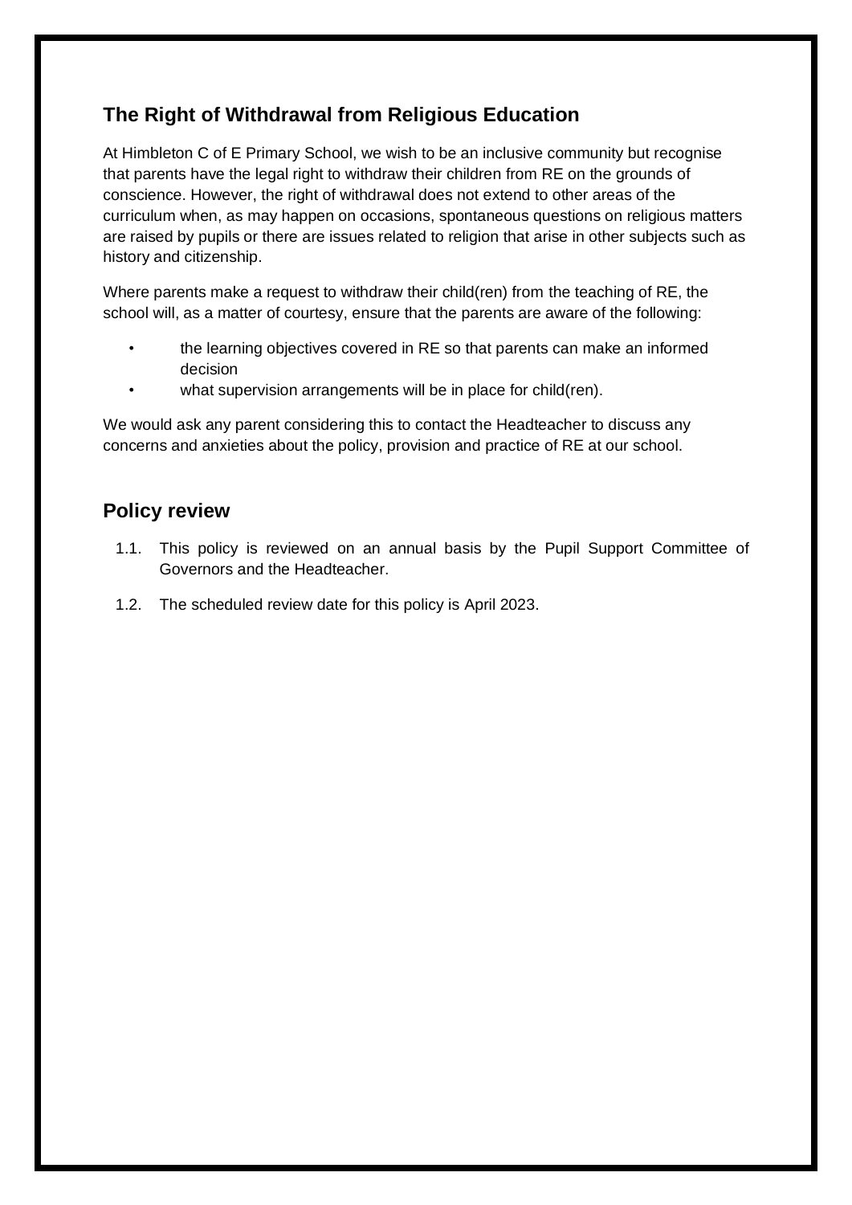## The Right of Withdrawal from Religious Education

At Himbleton C of E Primary School, we wish to be an inclusive community but recognise that parents have the legal right to withdraw their children from RE on the grounds of conscience. However, the right of withdrawal does not extend to other areas of the curriculum when, as may happen on occasions, spontaneous questions on religious matters are raised by pupils or there are issues related to religion that arise in other subjects such as history and citizenship.

Where parents make a request to withdraw their child(ren) from the teaching of RE, the school will, as a matter of courtesy, ensure that the parents are aware of the following:

- the learning objectives covered in RE so that parents can make an informed decision
- what supervision arrangements will be in place for child(ren).

We would ask any parent considering this to contact the Headteacher to discuss any concerns and anxieties about the policy, provision and practice of RE at our school.

## Policy review

1.1. This policy is reviewed on an annual basis by the Pupil Support Committee of Governors and the Headteacher.

1.2. The scheduled review date for this policy is April 2023.